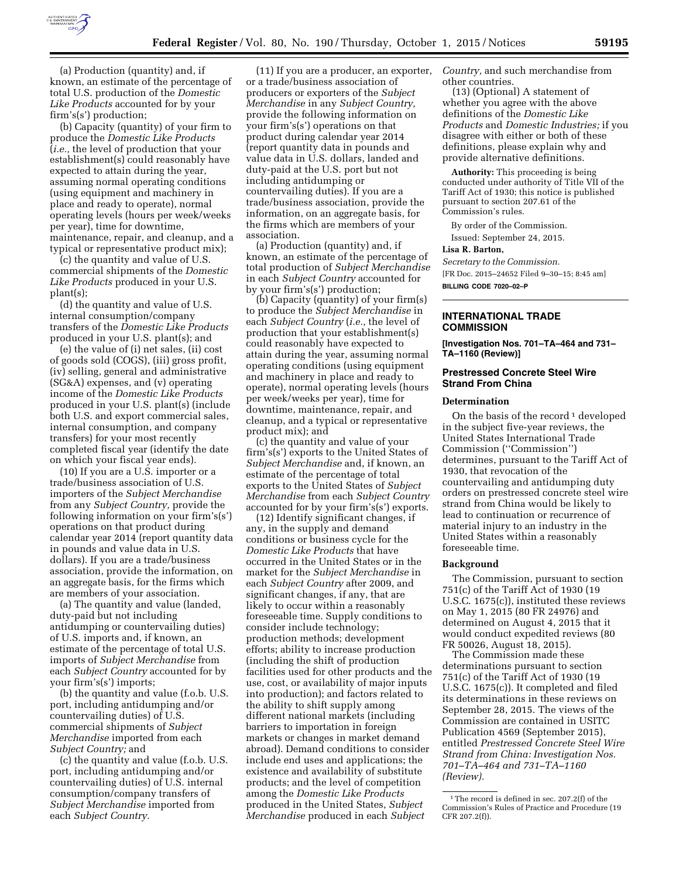(a) Production (quantity) and, if known, an estimate of the percentage of total U.S. production of the *Domestic Like Products* accounted for by your firm's(s') production;

(b) Capacity (quantity) of your firm to produce the *Domestic Like Products* (*i.e.,* the level of production that your establishment(s) could reasonably have expected to attain during the year, assuming normal operating conditions (using equipment and machinery in place and ready to operate), normal operating levels (hours per week/weeks per year), time for downtime, maintenance, repair, and cleanup, and a typical or representative product mix);

(c) the quantity and value of U.S. commercial shipments of the *Domestic Like Products* produced in your U.S. plant(s);

(d) the quantity and value of U.S. internal consumption/company transfers of the *Domestic Like Products* produced in your U.S. plant(s); and

(e) the value of (i) net sales, (ii) cost of goods sold (COGS), (iii) gross profit, (iv) selling, general and administrative (SG&A) expenses, and (v) operating income of the *Domestic Like Products* produced in your U.S. plant(s) (include both U.S. and export commercial sales, internal consumption, and company transfers) for your most recently completed fiscal year (identify the date on which your fiscal year ends).

(10) If you are a U.S. importer or a trade/business association of U.S. importers of the *Subject Merchandise* from any *Subject Country,* provide the following information on your firm's(s') operations on that product during calendar year 2014 (report quantity data in pounds and value data in U.S. dollars). If you are a trade/business association, provide the information, on an aggregate basis, for the firms which are members of your association.

(a) The quantity and value (landed, duty-paid but not including antidumping or countervailing duties) of U.S. imports and, if known, an estimate of the percentage of total U.S. imports of *Subject Merchandise* from each *Subject Country* accounted for by your firm's(s') imports;

(b) the quantity and value (f.o.b. U.S. port, including antidumping and/or countervailing duties) of U.S. commercial shipments of *Subject Merchandise* imported from each *Subject Country;* and

(c) the quantity and value (f.o.b. U.S. port, including antidumping and/or countervailing duties) of U.S. internal consumption/company transfers of *Subject Merchandise* imported from each *Subject Country.*

(11) If you are a producer, an exporter, or a trade/business association of producers or exporters of the *Subject Merchandise* in any *Subject Country,* provide the following information on your firm's(s') operations on that product during calendar year 2014 (report quantity data in pounds and value data in U.S. dollars, landed and duty-paid at the U.S. port but not including antidumping or countervailing duties). If you are a trade/business association, provide the information, on an aggregate basis, for the firms which are members of your association.

(a) Production (quantity) and, if known, an estimate of the percentage of total production of *Subject Merchandise* in each *Subject Country* accounted for by your firm's(s') production;

(b) Capacity (quantity) of your firm(s) to produce the *Subject Merchandise* in each *Subject Country* (*i.e.,* the level of production that your establishment(s) could reasonably have expected to attain during the year, assuming normal operating conditions (using equipment and machinery in place and ready to operate), normal operating levels (hours per week/weeks per year), time for downtime, maintenance, repair, and cleanup, and a typical or representative product mix); and

(c) the quantity and value of your firm's(s') exports to the United States of *Subject Merchandise* and, if known, an estimate of the percentage of total exports to the United States of *Subject Merchandise* from each *Subject Country* accounted for by your firm's(s') exports.

(12) Identify significant changes, if any, in the supply and demand conditions or business cycle for the *Domestic Like Products* that have occurred in the United States or in the market for the *Subject Merchandise* in each *Subject Country* after 2009, and significant changes, if any, that are likely to occur within a reasonably foreseeable time. Supply conditions to consider include technology; production methods; development efforts; ability to increase production (including the shift of production facilities used for other products and the use, cost, or availability of major inputs into production); and factors related to the ability to shift supply among different national markets (including barriers to importation in foreign markets or changes in market demand abroad). Demand conditions to consider include end uses and applications; the existence and availability of substitute products; and the level of competition among the *Domestic Like Products* produced in the United States, *Subject Merchandise* produced in each *Subject Country,* and such merchandise from other countries.

(13) (Optional) A statement of whether you agree with the above definitions of the *Domestic Like Products* and *Domestic Industries;* if you disagree with either or both of these definitions, please explain why and provide alternative definitions.

**Authority:** This proceeding is being conducted under authority of Title VII of the Tariff Act of 1930; this notice is published pursuant to section 207.61 of the Commission's rules.

By order of the Commission.

Issued: September 24, 2015.

**Lisa R. Barton,**

*Secretary to the Commission.*

[FR Doc. 2015–24652 Filed 9–30–15; 8:45 am]

**BILLING CODE 7020–02–P**

---

## INTERNATIONAL TRADE COMMISSION

**[Investigation Nos. 701–TA–464 and 731–TA–1160 (Review)]**

### Prestressed Concrete Steel Wire Strand From China

#### Determination

On the basis of the record [1] developed in the subject five-year reviews, the United States International Trade Commission ("Commission") determines, pursuant to the Tariff Act of 1930, that revocation of the countervailing and antidumping duty orders on prestressed concrete steel wire strand from China would be likely to lead to continuation or recurrence of material injury to an industry in the United States within a reasonably foreseeable time.

#### Background

The Commission, pursuant to section 751(c) of the Tariff Act of 1930 (19 U.S.C. 1675(c)), instituted these reviews on May 1, 2015 (80 FR 24976) and determined on August 4, 2015 that it would conduct expedited reviews (80 FR 50026, August 18, 2015).

The Commission made these determinations pursuant to section 751(c) of the Tariff Act of 1930 (19 U.S.C. 1675(c)). It completed and filed its determinations in these reviews on September 28, 2015. The views of the Commission are contained in USITC Publication 4569 (September 2015), entitled *Prestressed Concrete Steel Wire Strand from China: Investigation Nos. 701–TA–464 and 731–TA–1160 (Review).*

[1] The record is defined in sec. 207.2(f) of the Commission's Rules of Practice and Procedure (19 CFR 207.2(f)).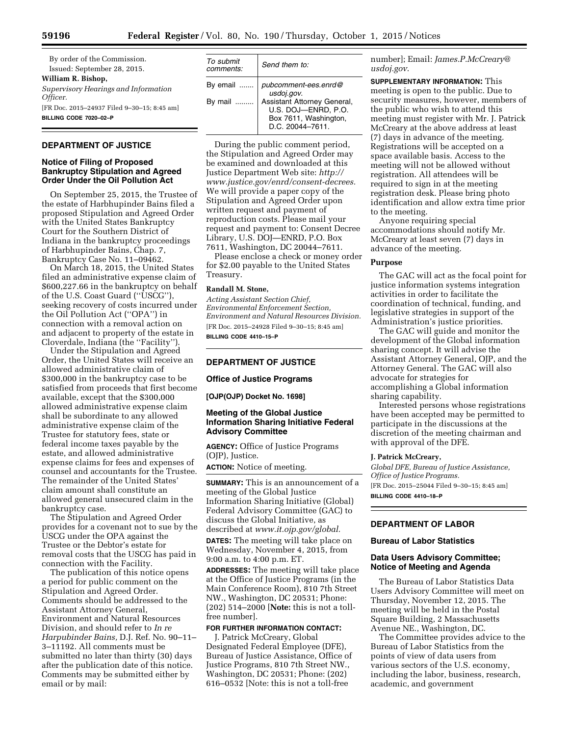By order of the Commission.

Issued: September 28, 2015.

**William R. Bishop,**

*Supervisory Hearings and Information Officer.*

[FR Doc. 2015–24937 Filed 9–30–15; 8:45 am]

**BILLING CODE 7020–02–P**

## DEPARTMENT OF JUSTICE

### Notice of Filing of Proposed Bankruptcy Stipulation and Agreed Order Under the Oil Pollution Act

On September 25, 2015, the Trustee of the estate of Harbhupinder Bains filed a proposed Stipulation and Agreed Order with the United States Bankruptcy Court for the Southern District of Indiana in the bankruptcy proceedings of Harbhupinder Bains, Chap. 7, Bankruptcy Case No. 11–09462.

On March 18, 2015, the United States filed an administrative expense claim of $600,227.66 in the bankruptcy on behalf of the U.S. Coast Guard (''USCG''), seeking recovery of costs incurred under the Oil Pollution Act (''OPA'') in connection with a removal action on and adjacent to property of the estate in Cloverdale, Indiana (the ''Facility'').

Under the Stipulation and Agreed Order, the United States will receive an allowed administrative claim of $300,000 in the bankruptcy case to be satisfied from proceeds that first become available, except that the $300,000 allowed administrative expense claim shall be subordinate to any allowed administrative expense claim of the Trustee for statutory fees, state or federal income taxes payable by the estate, and allowed administrative expense claims for fees and expenses of counsel and accountants for the Trustee. The remainder of the United States' claim amount shall constitute an allowed general unsecured claim in the bankruptcy case.

The Stipulation and Agreed Order provides for a covenant not to sue by the USCG under the OPA against the Trustee or the Debtor's estate for removal costs that the USCG has paid in connection with the Facility.

The publication of this notice opens a period for public comment on the Stipulation and Agreed Order. Comments should be addressed to the Assistant Attorney General, Environment and Natural Resources Division, and should refer to *In re Harpubinder Bains,* D.J. Ref. No. 90–11–3–11192. All comments must be submitted no later than thirty (30) days after the publication date of this notice. Comments may be submitted either by email or by mail:

| *To submit comments:* | *Send them to:* |
|---|---|
| By email ....... | *pubcomment-ees.enrd@usdoj.gov.* |
| By mail ......... | Assistant Attorney General, U.S. DOJ—ENRD, P.O. Box 7611, Washington, D.C. 20044–7611. |

During the public comment period, the Stipulation and Agreed Order may be examined and downloaded at this Justice Department Web site: *http://www.justice.gov/enrd/consent-decrees.* We will provide a paper copy of the Stipulation and Agreed Order upon written request and payment of reproduction costs. Please mail your request and payment to: Consent Decree Library, U.S. DOJ—ENRD, P.O. Box 7611, Washington, DC 20044–7611.

Please enclose a check or money order for $2.00 payable to the United States Treasury.

**Randall M. Stone,**

*Acting Assistant Section Chief, Environmental Enforcement Section, Environment and Natural Resources Division.*

[FR Doc. 2015–24928 Filed 9–30–15; 8:45 am]

**BILLING CODE 4410–15–P**

## DEPARTMENT OF JUSTICE

### Office of Justice Programs

**[OJP(OJP) Docket No. 1698]**

### Meeting of the Global Justice Information Sharing Initiative Federal Advisory Committee

**AGENCY:** Office of Justice Programs (OJP), Justice.

**ACTION:** Notice of meeting.

**SUMMARY:** This is an announcement of a meeting of the Global Justice Information Sharing Initiative (Global) Federal Advisory Committee (GAC) to discuss the Global Initiative, as described at *www.it.ojp.gov/global.*

**DATES:** The meeting will take place on Wednesday, November 4, 2015, from 9:00 a.m. to 4:00 p.m. ET.

**ADDRESSES:** The meeting will take place at the Office of Justice Programs (in the Main Conference Room), 810 7th Street NW., Washington, DC 20531; Phone: (202) 514–2000 [**Note:** this is not a toll-free number].

**FOR FURTHER INFORMATION CONTACT:** J. Patrick McCreary, Global Designated Federal Employee (DFE), Bureau of Justice Assistance, Office of Justice Programs, 810 7th Street NW., Washington, DC 20531; Phone: (202) 616–0532 [Note: this is not a toll-free number]; Email: *James.P.McCreary@usdoj.gov.*

**SUPPLEMENTARY INFORMATION:** This meeting is open to the public. Due to security measures, however, members of the public who wish to attend this meeting must register with Mr. J. Patrick McCreary at the above address at least (7) days in advance of the meeting. Registrations will be accepted on a space available basis. Access to the meeting will not be allowed without registration. All attendees will be required to sign in at the meeting registration desk. Please bring photo identification and allow extra time prior to the meeting.

Anyone requiring special accommodations should notify Mr. McCreary at least seven (7) days in advance of the meeting.

#### Purpose

The GAC will act as the focal point for justice information systems integration activities in order to facilitate the coordination of technical, funding, and legislative strategies in support of the Administration's justice priorities.

The GAC will guide and monitor the development of the Global information sharing concept. It will advise the Assistant Attorney General, OJP, and the Attorney General. The GAC will also advocate for strategies for accomplishing a Global information sharing capability.

Interested persons whose registrations have been accepted may be permitted to participate in the discussions at the discretion of the meeting chairman and with approval of the DFE.

**J. Patrick McCreary,**

*Global DFE, Bureau of Justice Assistance, Office of Justice Programs.*

[FR Doc. 2015–25044 Filed 9–30–15; 8:45 am]

**BILLING CODE 4410–18–P**

## DEPARTMENT OF LABOR

### Bureau of Labor Statistics

### Data Users Advisory Committee; Notice of Meeting and Agenda

The Bureau of Labor Statistics Data Users Advisory Committee will meet on Thursday, November 12, 2015. The meeting will be held in the Postal Square Building, 2 Massachusetts Avenue NE., Washington, DC.

The Committee provides advice to the Bureau of Labor Statistics from the points of view of data users from various sectors of the U.S. economy, including the labor, business, research, academic, and government